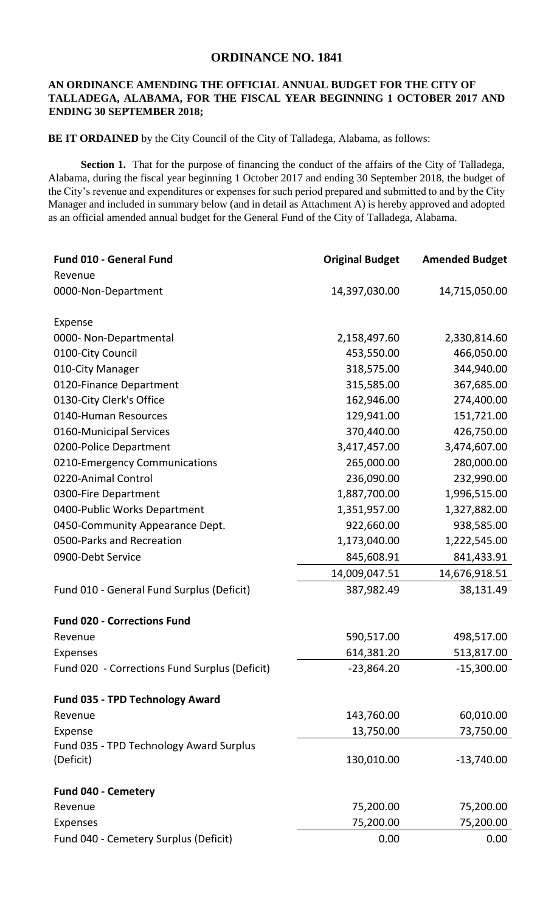# ORDINANCE NO. 1841

**AN ORDINANCE AMENDING THE OFFICIAL ANNUAL BUDGET FOR THE CITY OF TALLADEGA, ALABAMA, FOR THE FISCAL YEAR BEGINNING 1 OCTOBER 2017 AND ENDING 30 SEPTEMBER 2018;**

**BE IT ORDAINED** by the City Council of the City of Talladega, Alabama, as follows:

**Section 1.** That for the purpose of financing the conduct of the affairs of the City of Talladega, Alabama, during the fiscal year beginning 1 October 2017 and ending 30 September 2018, the budget of the City's revenue and expenditures or expenses for such period prepared and submitted to and by the City Manager and included in summary below (and in detail as Attachment A) is hereby approved and adopted as an official amended annual budget for the General Fund of the City of Talladega, Alabama.

| **Fund 010 - General Fund** | **Original Budget** | **Amended Budget** |
|---|---|---|
| Revenue | | |
| 0000-Non-Department | 14,397,030.00 | 14,715,050.00 |
| | | |
| Expense | | |
| 0000- Non-Departmental | 2,158,497.60 | 2,330,814.60 |
| 0100-City Council | 453,550.00 | 466,050.00 |
| 010-City Manager | 318,575.00 | 344,940.00 |
| 0120-Finance Department | 315,585.00 | 367,685.00 |
| 0130-City Clerk's Office | 162,946.00 | 274,400.00 |
| 0140-Human Resources | 129,941.00 | 151,721.00 |
| 0160-Municipal Services | 370,440.00 | 426,750.00 |
| 0200-Police Department | 3,417,457.00 | 3,474,607.00 |
| 0210-Emergency Communications | 265,000.00 | 280,000.00 |
| 0220-Animal Control | 236,090.00 | 232,990.00 |
| 0300-Fire Department | 1,887,700.00 | 1,996,515.00 |
| 0400-Public Works Department | 1,351,957.00 | 1,327,882.00 |
| 0450-Community Appearance Dept. | 922,660.00 | 938,585.00 |
| 0500-Parks and Recreation | 1,173,040.00 | 1,222,545.00 |
| 0900-Debt Service | 845,608.91 | 841,433.91 |
| | 14,009,047.51 | 14,676,918.51 |
| Fund 010 - General Fund Surplus (Deficit) | 387,982.49 | 38,131.49 |
| | | |
| **Fund 020 - Corrections Fund** | | |
| Revenue | 590,517.00 | 498,517.00 |
| Expenses | 614,381.20 | 513,817.00 |
| Fund 020 - Corrections Fund Surplus (Deficit) | -23,864.20 | -15,300.00 |
| | | |
| **Fund 035 - TPD Technology Award** | | |
| Revenue | 143,760.00 | 60,010.00 |
| Expense | 13,750.00 | 73,750.00 |
| Fund 035 - TPD Technology Award Surplus (Deficit) | 130,010.00 | -13,740.00 |
| | | |
| **Fund 040 - Cemetery** | | |
| Revenue | 75,200.00 | 75,200.00 |
| Expenses | 75,200.00 | 75,200.00 |
| Fund 040 - Cemetery Surplus (Deficit) | 0.00 | 0.00 |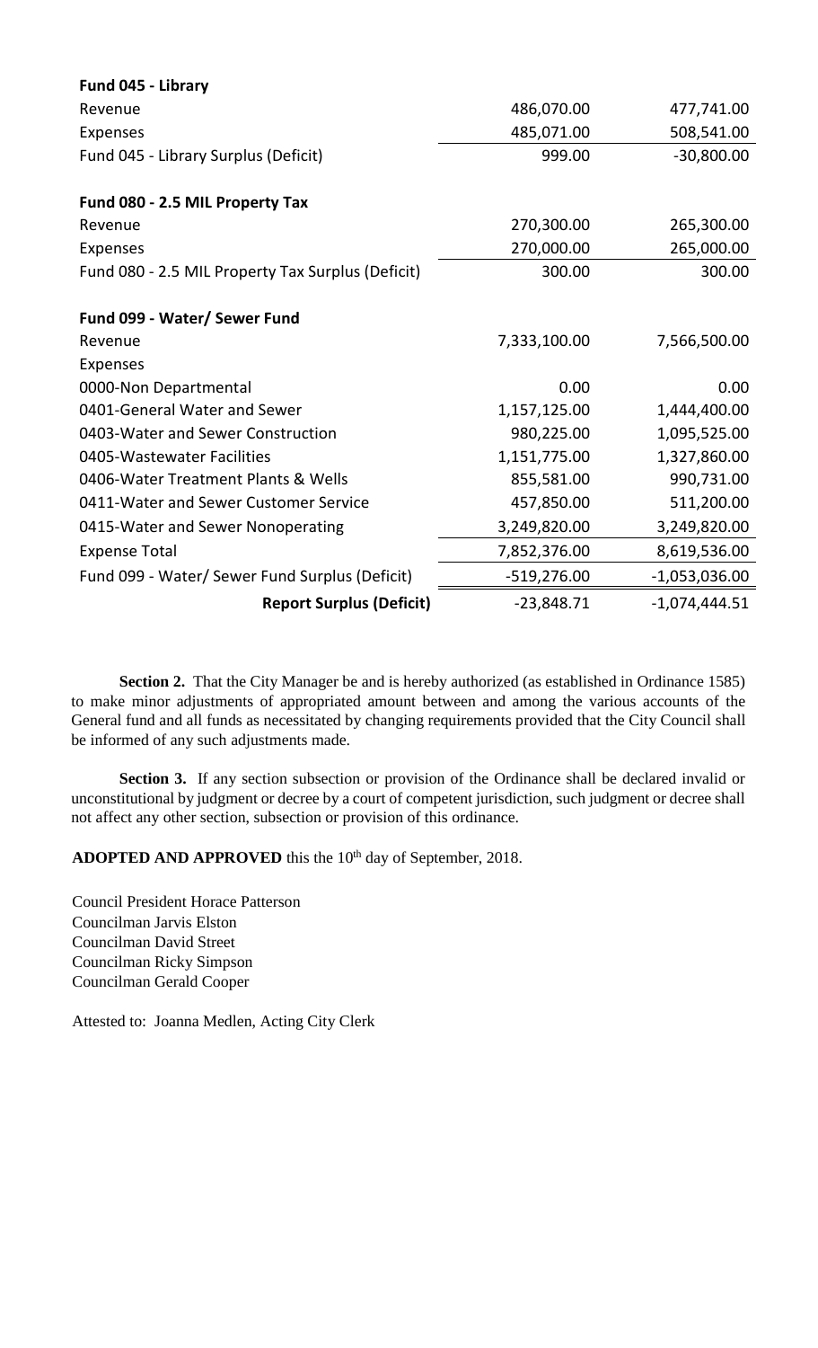| | | |
|---|---|---|
| **Fund 045 - Library** | | |
| Revenue | 486,070.00 | 477,741.00 |
| Expenses | 485,071.00 | 508,541.00 |
| Fund 045 - Library Surplus (Deficit) | 999.00 | -30,800.00 |
| | | |
| **Fund 080 - 2.5 MIL Property Tax** | | |
| Revenue | 270,300.00 | 265,300.00 |
| Expenses | 270,000.00 | 265,000.00 |
| Fund 080 - 2.5 MIL Property Tax Surplus (Deficit) | 300.00 | 300.00 |
| | | |
| **Fund 099 - Water/ Sewer Fund** | | |
| Revenue | 7,333,100.00 | 7,566,500.00 |
| Expenses | | |
| 0000-Non Departmental | 0.00 | 0.00 |
| 0401-General Water and Sewer | 1,157,125.00 | 1,444,400.00 |
| 0403-Water and Sewer Construction | 980,225.00 | 1,095,525.00 |
| 0405-Wastewater Facilities | 1,151,775.00 | 1,327,860.00 |
| 0406-Water Treatment Plants & Wells | 855,581.00 | 990,731.00 |
| 0411-Water and Sewer Customer Service | 457,850.00 | 511,200.00 |
| 0415-Water and Sewer Nonoperating | 3,249,820.00 | 3,249,820.00 |
| Expense Total | 7,852,376.00 | 8,619,536.00 |
| Fund 099 - Water/ Sewer Fund Surplus (Deficit) | -519,276.00 | -1,053,036.00 |
| **Report Surplus (Deficit)** | -23,848.71 | -1,074,444.51 |

**Section 2.** That the City Manager be and is hereby authorized (as established in Ordinance 1585) to make minor adjustments of appropriated amount between and among the various accounts of the General fund and all funds as necessitated by changing requirements provided that the City Council shall be informed of any such adjustments made.

**Section 3.** If any section subsection or provision of the Ordinance shall be declared invalid or unconstitutional by judgment or decree by a court of competent jurisdiction, such judgment or decree shall not affect any other section, subsection or provision of this ordinance.

**ADOPTED AND APPROVED** this the 10th day of September, 2018.

Council President Horace Patterson
Councilman Jarvis Elston
Councilman David Street
Councilman Ricky Simpson
Councilman Gerald Cooper

Attested to: Joanna Medlen, Acting City Clerk